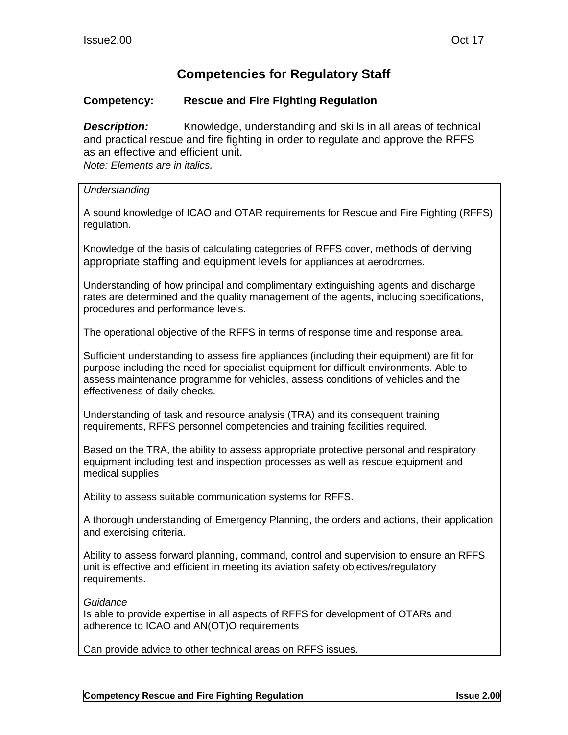# Competencies for Regulatory Staff

**Competency:** **Rescue and Fire Fighting Regulation**

***Description:*** Knowledge, understanding and skills in all areas of technical and practical rescue and fire fighting in order to regulate and approve the RFFS as an effective and efficient unit.

*Note: Elements are in italics.*

*Understanding*

A sound knowledge of ICAO and OTAR requirements for Rescue and Fire Fighting (RFFS) regulation.

Knowledge of the basis of calculating categories of RFFS cover, methods of deriving appropriate staffing and equipment levels for appliances at aerodromes.

Understanding of how principal and complimentary extinguishing agents and discharge rates are determined and the quality management of the agents, including specifications, procedures and performance levels.

The operational objective of the RFFS in terms of response time and response area.

Sufficient understanding to assess fire appliances (including their equipment) are fit for purpose including the need for specialist equipment for difficult environments. Able to assess maintenance programme for vehicles, assess conditions of vehicles and the effectiveness of daily checks.

Understanding of task and resource analysis (TRA) and its consequent training requirements, RFFS personnel competencies and training facilities required.

Based on the TRA, the ability to assess appropriate protective personal and respiratory equipment including test and inspection processes as well as rescue equipment and medical supplies

Ability to assess suitable communication systems for RFFS.

A thorough understanding of Emergency Planning, the orders and actions, their application and exercising criteria.

Ability to assess forward planning, command, control and supervision to ensure an RFFS unit is effective and efficient in meeting its aviation safety objectives/regulatory requirements.

*Guidance*

Is able to provide expertise in all aspects of RFFS for development of OTARs and adherence to ICAO and AN(OT)O requirements

Can provide advice to other technical areas on RFFS issues.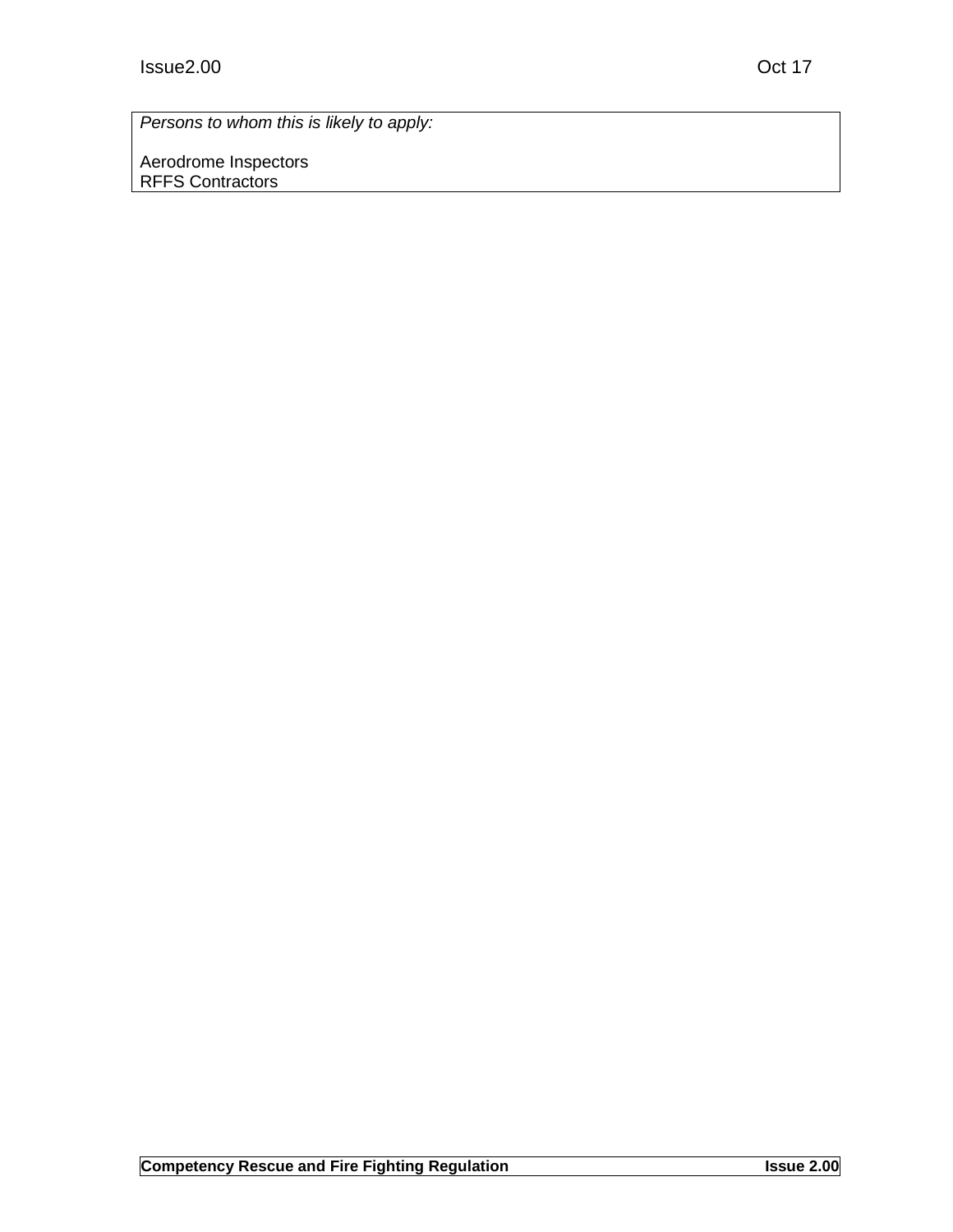*Persons to whom this is likely to apply:*

Aerodrome Inspectors
RFFS Contractors